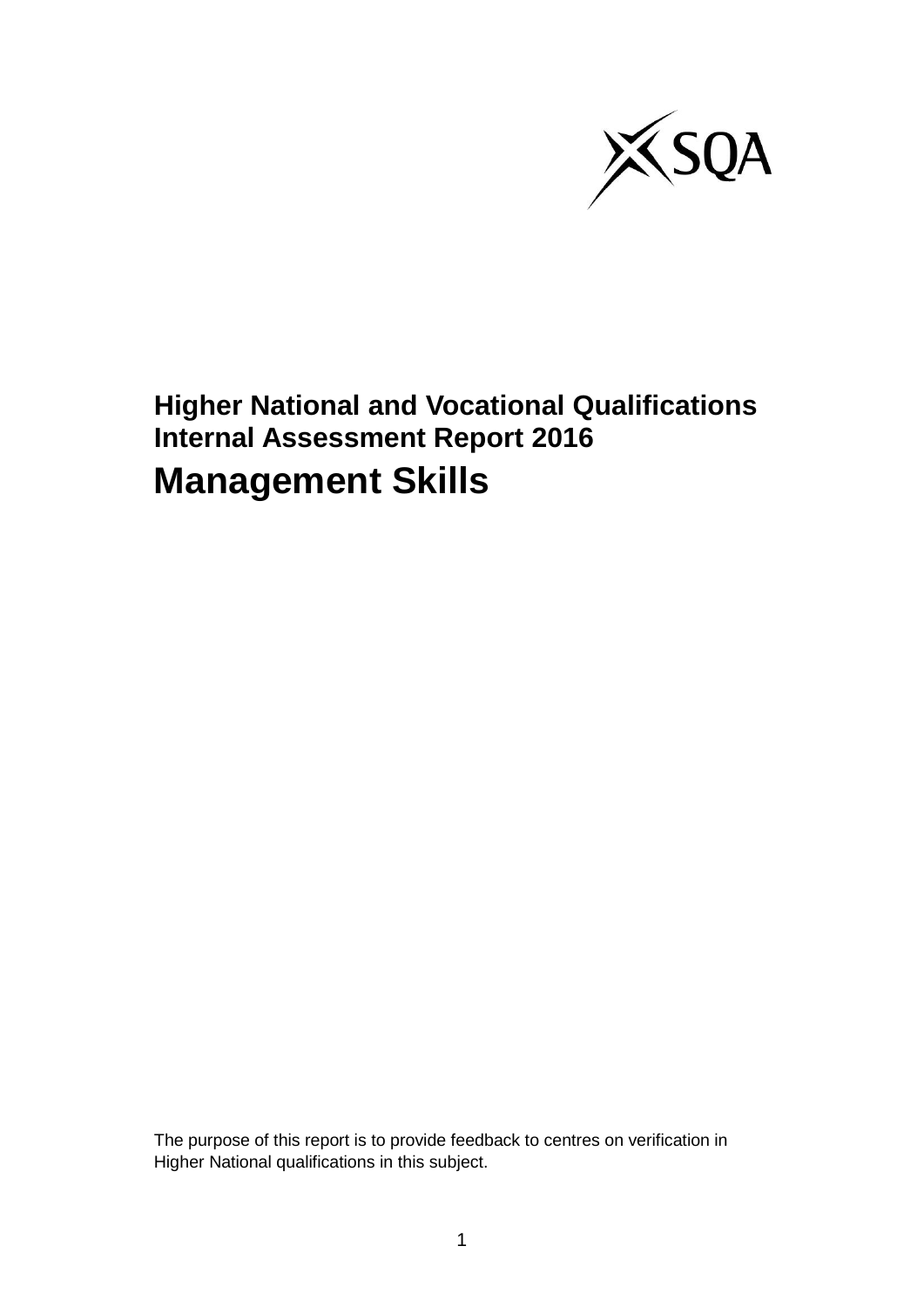**Higher National and Vocational Qualifications**
**Internal Assessment Report 2016**

# Management Skills

The purpose of this report is to provide feedback to centres on verification in Higher National qualifications in this subject.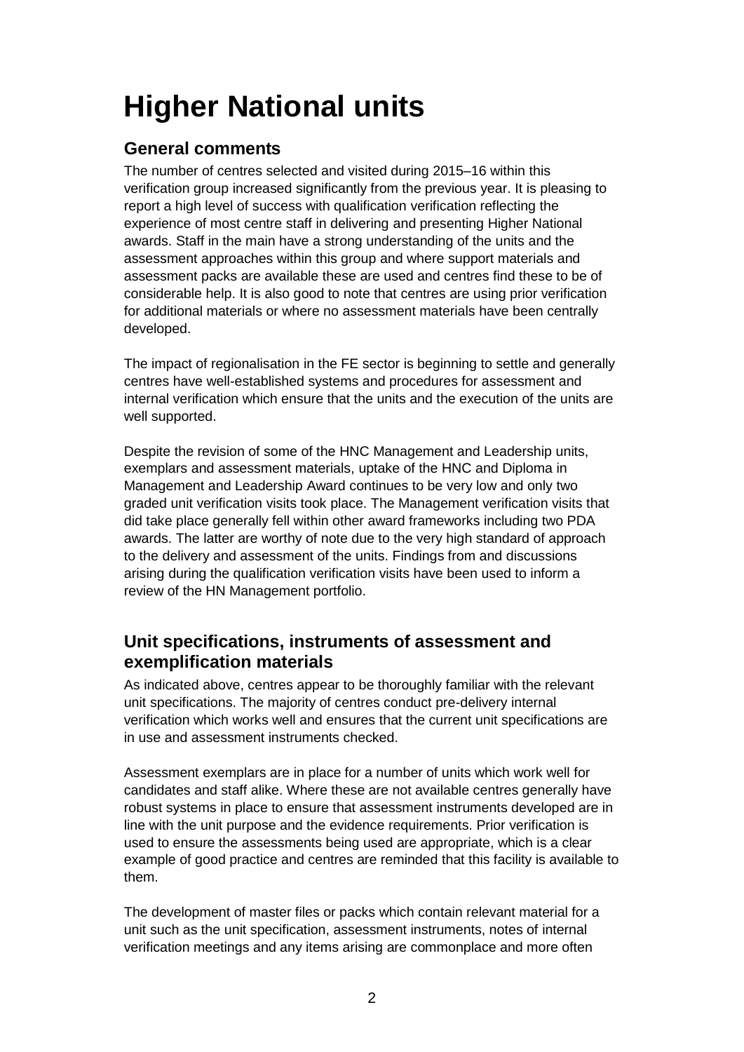# Higher National units

## General comments

The number of centres selected and visited during 2015–16 within this verification group increased significantly from the previous year. It is pleasing to report a high level of success with qualification verification reflecting the experience of most centre staff in delivering and presenting Higher National awards. Staff in the main have a strong understanding of the units and the assessment approaches within this group and where support materials and assessment packs are available these are used and centres find these to be of considerable help. It is also good to note that centres are using prior verification for additional materials or where no assessment materials have been centrally developed.

The impact of regionalisation in the FE sector is beginning to settle and generally centres have well-established systems and procedures for assessment and internal verification which ensure that the units and the execution of the units are well supported.

Despite the revision of some of the HNC Management and Leadership units, exemplars and assessment materials, uptake of the HNC and Diploma in Management and Leadership Award continues to be very low and only two graded unit verification visits took place. The Management verification visits that did take place generally fell within other award frameworks including two PDA awards. The latter are worthy of note due to the very high standard of approach to the delivery and assessment of the units. Findings from and discussions arising during the qualification verification visits have been used to inform a review of the HN Management portfolio.

## Unit specifications, instruments of assessment and exemplification materials

As indicated above, centres appear to be thoroughly familiar with the relevant unit specifications. The majority of centres conduct pre-delivery internal verification which works well and ensures that the current unit specifications are in use and assessment instruments checked.

Assessment exemplars are in place for a number of units which work well for candidates and staff alike. Where these are not available centres generally have robust systems in place to ensure that assessment instruments developed are in line with the unit purpose and the evidence requirements. Prior verification is used to ensure the assessments being used are appropriate, which is a clear example of good practice and centres are reminded that this facility is available to them.

The development of master files or packs which contain relevant material for a unit such as the unit specification, assessment instruments, notes of internal verification meetings and any items arising are commonplace and more often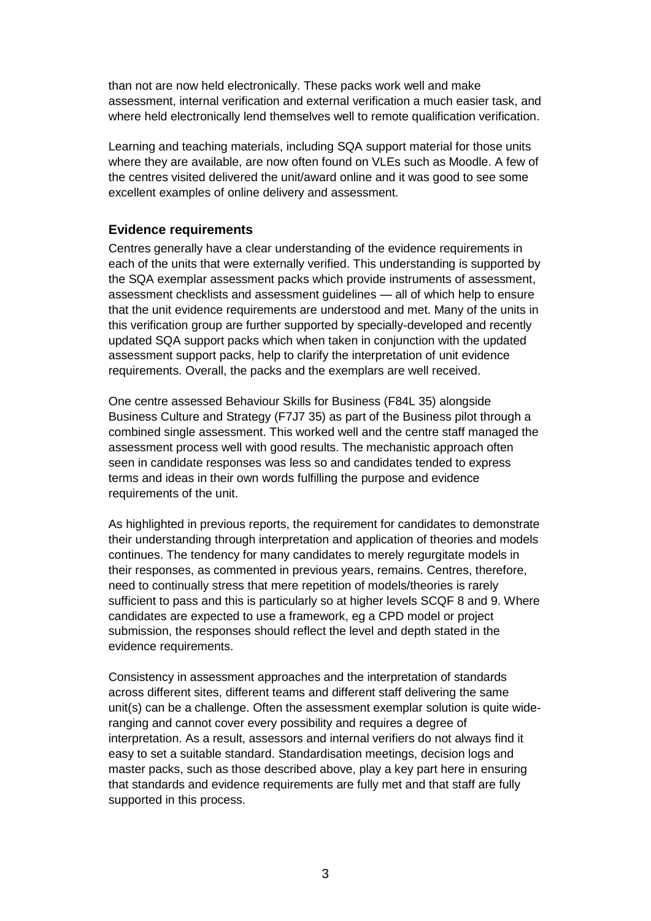than not are now held electronically. These packs work well and make assessment, internal verification and external verification a much easier task, and where held electronically lend themselves well to remote qualification verification.

Learning and teaching materials, including SQA support material for those units where they are available, are now often found on VLEs such as Moodle. A few of the centres visited delivered the unit/award online and it was good to see some excellent examples of online delivery and assessment.

### Evidence requirements

Centres generally have a clear understanding of the evidence requirements in each of the units that were externally verified. This understanding is supported by the SQA exemplar assessment packs which provide instruments of assessment, assessment checklists and assessment guidelines — all of which help to ensure that the unit evidence requirements are understood and met. Many of the units in this verification group are further supported by specially-developed and recently updated SQA support packs which when taken in conjunction with the updated assessment support packs, help to clarify the interpretation of unit evidence requirements. Overall, the packs and the exemplars are well received.

One centre assessed Behaviour Skills for Business (F84L 35) alongside Business Culture and Strategy (F7J7 35) as part of the Business pilot through a combined single assessment. This worked well and the centre staff managed the assessment process well with good results. The mechanistic approach often seen in candidate responses was less so and candidates tended to express terms and ideas in their own words fulfilling the purpose and evidence requirements of the unit.

As highlighted in previous reports, the requirement for candidates to demonstrate their understanding through interpretation and application of theories and models continues. The tendency for many candidates to merely regurgitate models in their responses, as commented in previous years, remains. Centres, therefore, need to continually stress that mere repetition of models/theories is rarely sufficient to pass and this is particularly so at higher levels SCQF 8 and 9. Where candidates are expected to use a framework, eg a CPD model or project submission, the responses should reflect the level and depth stated in the evidence requirements.

Consistency in assessment approaches and the interpretation of standards across different sites, different teams and different staff delivering the same unit(s) can be a challenge. Often the assessment exemplar solution is quite wide-ranging and cannot cover every possibility and requires a degree of interpretation. As a result, assessors and internal verifiers do not always find it easy to set a suitable standard. Standardisation meetings, decision logs and master packs, such as those described above, play a key part here in ensuring that standards and evidence requirements are fully met and that staff are fully supported in this process.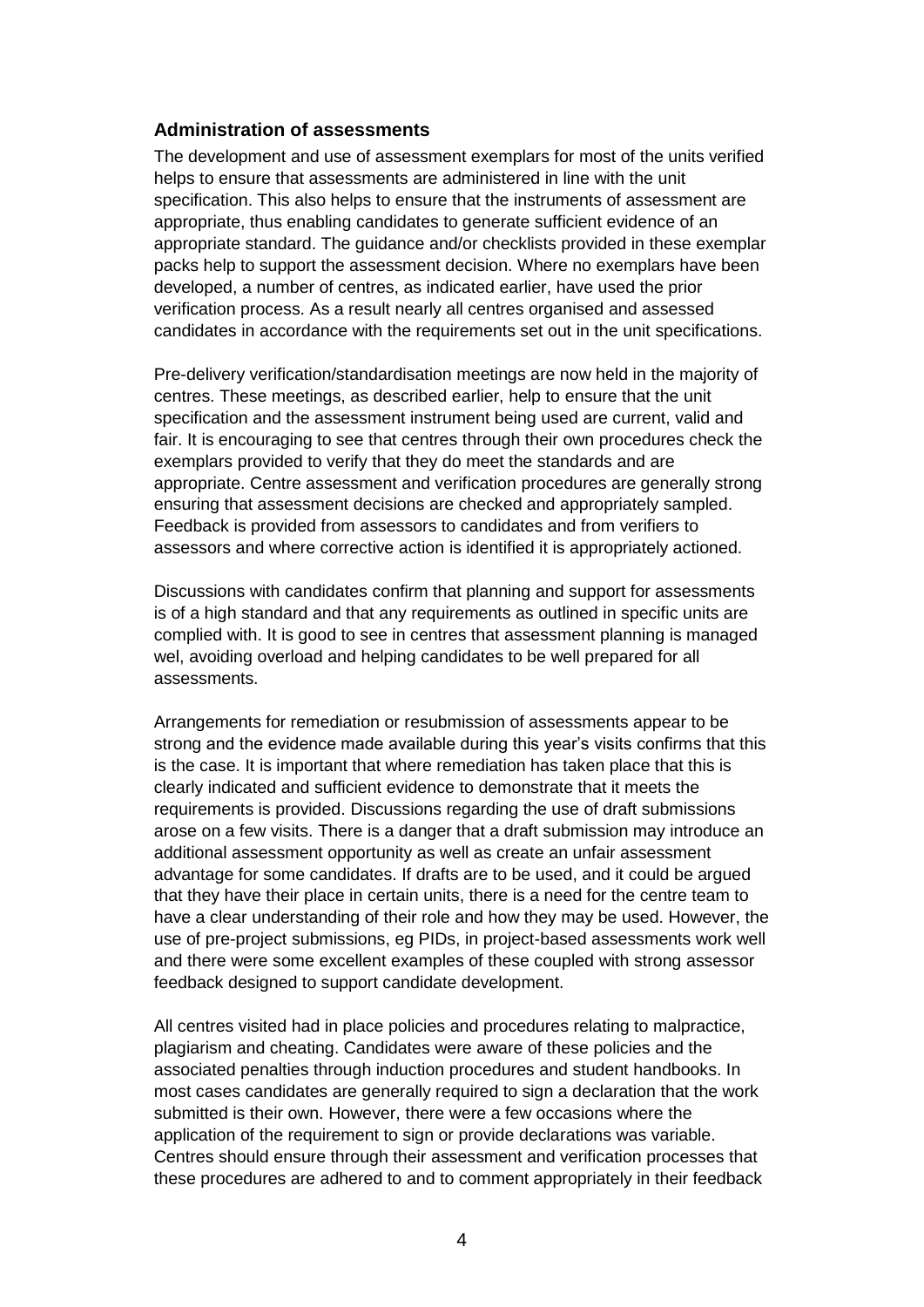### Administration of assessments

The development and use of assessment exemplars for most of the units verified helps to ensure that assessments are administered in line with the unit specification. This also helps to ensure that the instruments of assessment are appropriate, thus enabling candidates to generate sufficient evidence of an appropriate standard. The guidance and/or checklists provided in these exemplar packs help to support the assessment decision. Where no exemplars have been developed, a number of centres, as indicated earlier, have used the prior verification process. As a result nearly all centres organised and assessed candidates in accordance with the requirements set out in the unit specifications.

Pre-delivery verification/standardisation meetings are now held in the majority of centres. These meetings, as described earlier, help to ensure that the unit specification and the assessment instrument being used are current, valid and fair. It is encouraging to see that centres through their own procedures check the exemplars provided to verify that they do meet the standards and are appropriate. Centre assessment and verification procedures are generally strong ensuring that assessment decisions are checked and appropriately sampled. Feedback is provided from assessors to candidates and from verifiers to assessors and where corrective action is identified it is appropriately actioned.

Discussions with candidates confirm that planning and support for assessments is of a high standard and that any requirements as outlined in specific units are complied with. It is good to see in centres that assessment planning is managed wel, avoiding overload and helping candidates to be well prepared for all assessments.

Arrangements for remediation or resubmission of assessments appear to be strong and the evidence made available during this year's visits confirms that this is the case. It is important that where remediation has taken place that this is clearly indicated and sufficient evidence to demonstrate that it meets the requirements is provided. Discussions regarding the use of draft submissions arose on a few visits. There is a danger that a draft submission may introduce an additional assessment opportunity as well as create an unfair assessment advantage for some candidates. If drafts are to be used, and it could be argued that they have their place in certain units, there is a need for the centre team to have a clear understanding of their role and how they may be used. However, the use of pre-project submissions, eg PIDs, in project-based assessments work well and there were some excellent examples of these coupled with strong assessor feedback designed to support candidate development.

All centres visited had in place policies and procedures relating to malpractice, plagiarism and cheating. Candidates were aware of these policies and the associated penalties through induction procedures and student handbooks. In most cases candidates are generally required to sign a declaration that the work submitted is their own. However, there were a few occasions where the application of the requirement to sign or provide declarations was variable. Centres should ensure through their assessment and verification processes that these procedures are adhered to and to comment appropriately in their feedback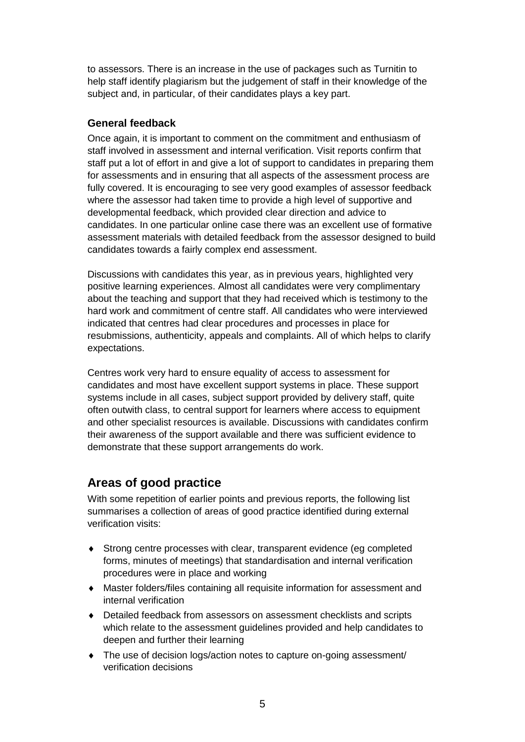to assessors. There is an increase in the use of packages such as Turnitin to help staff identify plagiarism but the judgement of staff in their knowledge of the subject and, in particular, of their candidates plays a key part.

### General feedback

Once again, it is important to comment on the commitment and enthusiasm of staff involved in assessment and internal verification. Visit reports confirm that staff put a lot of effort in and give a lot of support to candidates in preparing them for assessments and in ensuring that all aspects of the assessment process are fully covered. It is encouraging to see very good examples of assessor feedback where the assessor had taken time to provide a high level of supportive and developmental feedback, which provided clear direction and advice to candidates. In one particular online case there was an excellent use of formative assessment materials with detailed feedback from the assessor designed to build candidates towards a fairly complex end assessment.

Discussions with candidates this year, as in previous years, highlighted very positive learning experiences. Almost all candidates were very complimentary about the teaching and support that they had received which is testimony to the hard work and commitment of centre staff. All candidates who were interviewed indicated that centres had clear procedures and processes in place for resubmissions, authenticity, appeals and complaints. All of which helps to clarify expectations.

Centres work very hard to ensure equality of access to assessment for candidates and most have excellent support systems in place. These support systems include in all cases, subject support provided by delivery staff, quite often outwith class, to central support for learners where access to equipment and other specialist resources is available. Discussions with candidates confirm their awareness of the support available and there was sufficient evidence to demonstrate that these support arrangements do work.

## Areas of good practice

With some repetition of earlier points and previous reports, the following list summarises a collection of areas of good practice identified during external verification visits:

- Strong centre processes with clear, transparent evidence (eg completed forms, minutes of meetings) that standardisation and internal verification procedures were in place and working
- Master folders/files containing all requisite information for assessment and internal verification
- Detailed feedback from assessors on assessment checklists and scripts which relate to the assessment guidelines provided and help candidates to deepen and further their learning
- The use of decision logs/action notes to capture on-going assessment/ verification decisions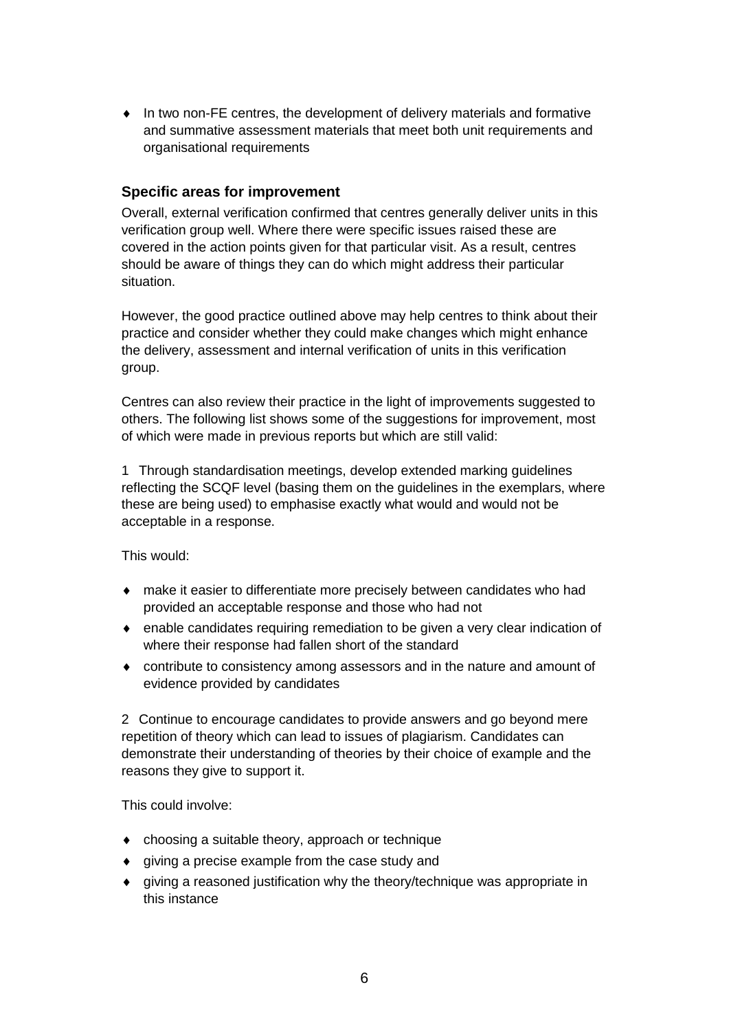- In two non-FE centres, the development of delivery materials and formative and summative assessment materials that meet both unit requirements and organisational requirements

### Specific areas for improvement

Overall, external verification confirmed that centres generally deliver units in this verification group well. Where there were specific issues raised these are covered in the action points given for that particular visit. As a result, centres should be aware of things they can do which might address their particular situation.

However, the good practice outlined above may help centres to think about their practice and consider whether they could make changes which might enhance the delivery, assessment and internal verification of units in this verification group.

Centres can also review their practice in the light of improvements suggested to others. The following list shows some of the suggestions for improvement, most of which were made in previous reports but which are still valid:

1 Through standardisation meetings, develop extended marking guidelines reflecting the SCQF level (basing them on the guidelines in the exemplars, where these are being used) to emphasise exactly what would and would not be acceptable in a response.

This would:

- make it easier to differentiate more precisely between candidates who had provided an acceptable response and those who had not
- enable candidates requiring remediation to be given a very clear indication of where their response had fallen short of the standard
- contribute to consistency among assessors and in the nature and amount of evidence provided by candidates

2 Continue to encourage candidates to provide answers and go beyond mere repetition of theory which can lead to issues of plagiarism. Candidates can demonstrate their understanding of theories by their choice of example and the reasons they give to support it.

This could involve:

- choosing a suitable theory, approach or technique
- giving a precise example from the case study and
- giving a reasoned justification why the theory/technique was appropriate in this instance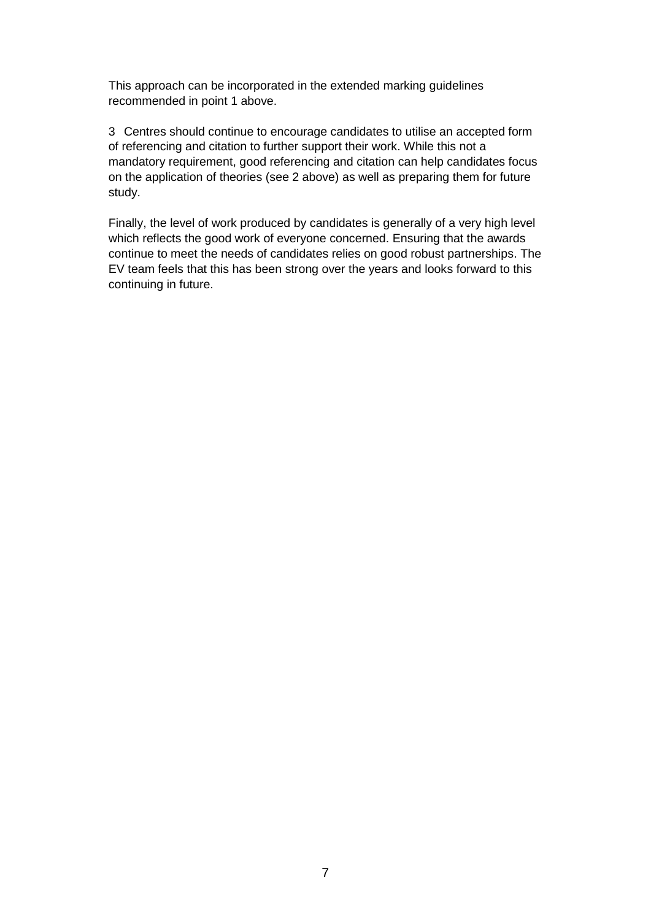This approach can be incorporated in the extended marking guidelines recommended in point 1 above.

3 Centres should continue to encourage candidates to utilise an accepted form of referencing and citation to further support their work. While this not a mandatory requirement, good referencing and citation can help candidates focus on the application of theories (see 2 above) as well as preparing them for future study.

Finally, the level of work produced by candidates is generally of a very high level which reflects the good work of everyone concerned. Ensuring that the awards continue to meet the needs of candidates relies on good robust partnerships. The EV team feels that this has been strong over the years and looks forward to this continuing in future.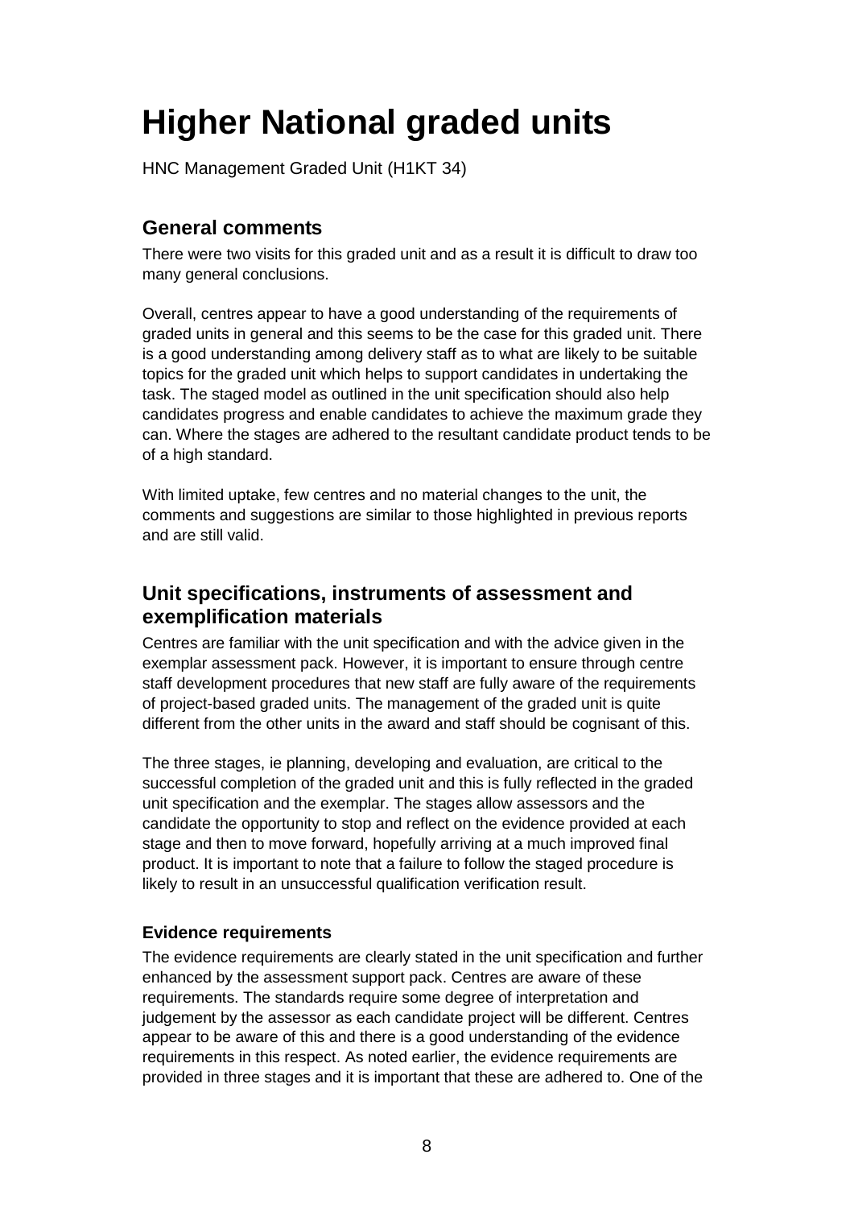# Higher National graded units

HNC Management Graded Unit (H1KT 34)

## General comments

There were two visits for this graded unit and as a result it is difficult to draw too many general conclusions.

Overall, centres appear to have a good understanding of the requirements of graded units in general and this seems to be the case for this graded unit. There is a good understanding among delivery staff as to what are likely to be suitable topics for the graded unit which helps to support candidates in undertaking the task. The staged model as outlined in the unit specification should also help candidates progress and enable candidates to achieve the maximum grade they can. Where the stages are adhered to the resultant candidate product tends to be of a high standard.

With limited uptake, few centres and no material changes to the unit, the comments and suggestions are similar to those highlighted in previous reports and are still valid.

## Unit specifications, instruments of assessment and exemplification materials

Centres are familiar with the unit specification and with the advice given in the exemplar assessment pack. However, it is important to ensure through centre staff development procedures that new staff are fully aware of the requirements of project-based graded units. The management of the graded unit is quite different from the other units in the award and staff should be cognisant of this.

The three stages, ie planning, developing and evaluation, are critical to the successful completion of the graded unit and this is fully reflected in the graded unit specification and the exemplar. The stages allow assessors and the candidate the opportunity to stop and reflect on the evidence provided at each stage and then to move forward, hopefully arriving at a much improved final product. It is important to note that a failure to follow the staged procedure is likely to result in an unsuccessful qualification verification result.

### Evidence requirements

The evidence requirements are clearly stated in the unit specification and further enhanced by the assessment support pack. Centres are aware of these requirements. The standards require some degree of interpretation and judgement by the assessor as each candidate project will be different. Centres appear to be aware of this and there is a good understanding of the evidence requirements in this respect. As noted earlier, the evidence requirements are provided in three stages and it is important that these are adhered to. One of the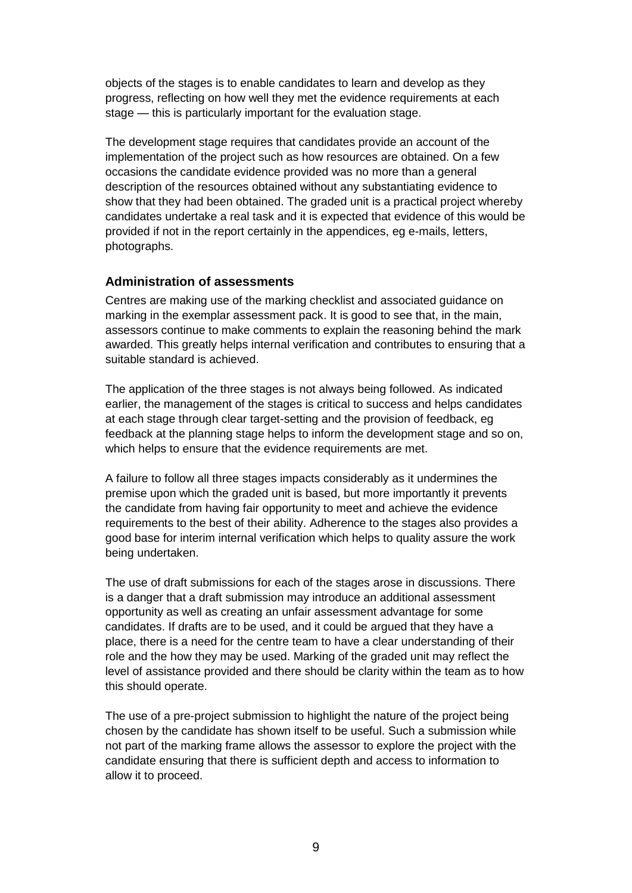objects of the stages is to enable candidates to learn and develop as they progress, reflecting on how well they met the evidence requirements at each stage — this is particularly important for the evaluation stage.

The development stage requires that candidates provide an account of the implementation of the project such as how resources are obtained. On a few occasions the candidate evidence provided was no more than a general description of the resources obtained without any substantiating evidence to show that they had been obtained. The graded unit is a practical project whereby candidates undertake a real task and it is expected that evidence of this would be provided if not in the report certainly in the appendices, eg e-mails, letters, photographs.

### Administration of assessments

Centres are making use of the marking checklist and associated guidance on marking in the exemplar assessment pack. It is good to see that, in the main, assessors continue to make comments to explain the reasoning behind the mark awarded. This greatly helps internal verification and contributes to ensuring that a suitable standard is achieved.

The application of the three stages is not always being followed. As indicated earlier, the management of the stages is critical to success and helps candidates at each stage through clear target-setting and the provision of feedback, eg feedback at the planning stage helps to inform the development stage and so on, which helps to ensure that the evidence requirements are met.

A failure to follow all three stages impacts considerably as it undermines the premise upon which the graded unit is based, but more importantly it prevents the candidate from having fair opportunity to meet and achieve the evidence requirements to the best of their ability. Adherence to the stages also provides a good base for interim internal verification which helps to quality assure the work being undertaken.

The use of draft submissions for each of the stages arose in discussions. There is a danger that a draft submission may introduce an additional assessment opportunity as well as creating an unfair assessment advantage for some candidates. If drafts are to be used, and it could be argued that they have a place, there is a need for the centre team to have a clear understanding of their role and the how they may be used. Marking of the graded unit may reflect the level of assistance provided and there should be clarity within the team as to how this should operate.

The use of a pre-project submission to highlight the nature of the project being chosen by the candidate has shown itself to be useful. Such a submission while not part of the marking frame allows the assessor to explore the project with the candidate ensuring that there is sufficient depth and access to information to allow it to proceed.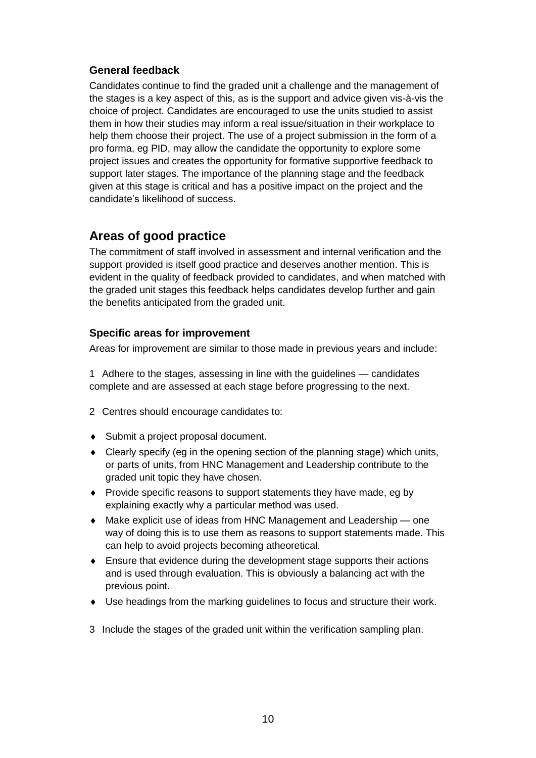### General feedback

Candidates continue to find the graded unit a challenge and the management of the stages is a key aspect of this, as is the support and advice given vis-à-vis the choice of project. Candidates are encouraged to use the units studied to assist them in how their studies may inform a real issue/situation in their workplace to help them choose their project. The use of a project submission in the form of a pro forma, eg PID, may allow the candidate the opportunity to explore some project issues and creates the opportunity for formative supportive feedback to support later stages. The importance of the planning stage and the feedback given at this stage is critical and has a positive impact on the project and the candidate's likelihood of success.

## Areas of good practice

The commitment of staff involved in assessment and internal verification and the support provided is itself good practice and deserves another mention. This is evident in the quality of feedback provided to candidates, and when matched with the graded unit stages this feedback helps candidates develop further and gain the benefits anticipated from the graded unit.

### Specific areas for improvement

Areas for improvement are similar to those made in previous years and include:

1 Adhere to the stages, assessing in line with the guidelines — candidates complete and are assessed at each stage before progressing to the next.

2 Centres should encourage candidates to:

- Submit a project proposal document.
- Clearly specify (eg in the opening section of the planning stage) which units, or parts of units, from HNC Management and Leadership contribute to the graded unit topic they have chosen.
- Provide specific reasons to support statements they have made, eg by explaining exactly why a particular method was used.
- Make explicit use of ideas from HNC Management and Leadership — one way of doing this is to use them as reasons to support statements made. This can help to avoid projects becoming atheoretical.
- Ensure that evidence during the development stage supports their actions and is used through evaluation. This is obviously a balancing act with the previous point.
- Use headings from the marking guidelines to focus and structure their work.

3 Include the stages of the graded unit within the verification sampling plan.